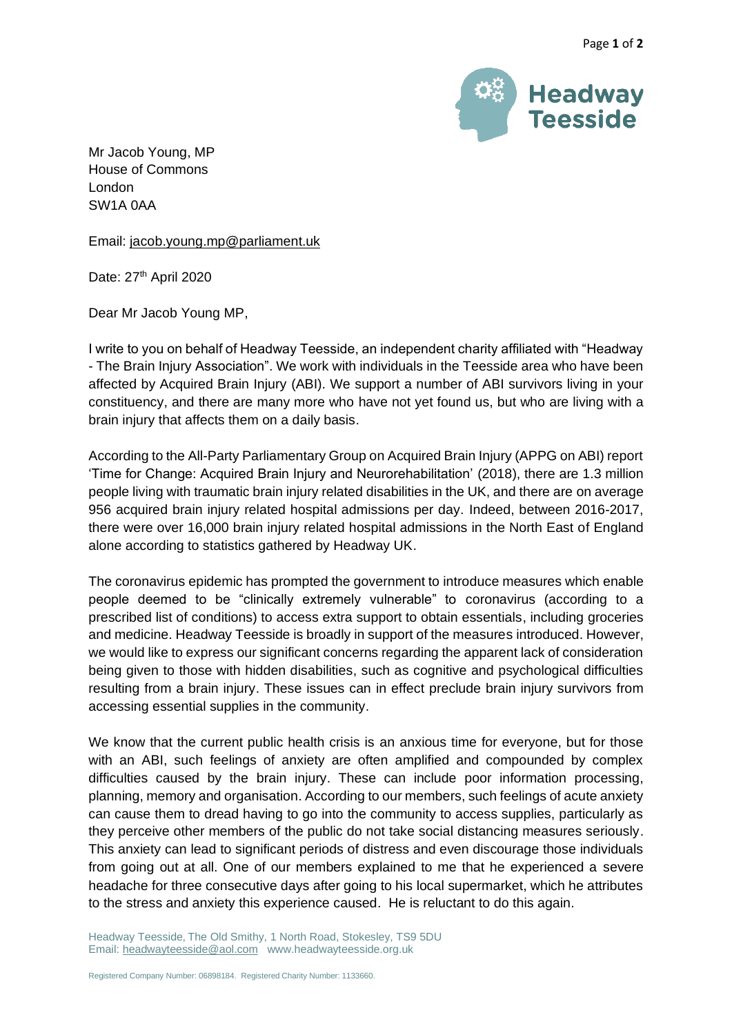Headway Teesside

Mr Jacob Young, MP
House of Commons
London
SW1A 0AA

Email: jacob.young.mp@parliament.uk

Date: 27th April 2020

Dear Mr Jacob Young MP,

I write to you on behalf of Headway Teesside, an independent charity affiliated with "Headway - The Brain Injury Association". We work with individuals in the Teesside area who have been affected by Acquired Brain Injury (ABI). We support a number of ABI survivors living in your constituency, and there are many more who have not yet found us, but who are living with a brain injury that affects them on a daily basis.

According to the All-Party Parliamentary Group on Acquired Brain Injury (APPG on ABI) report 'Time for Change: Acquired Brain Injury and Neurorehabilitation' (2018), there are 1.3 million people living with traumatic brain injury related disabilities in the UK, and there are on average 956 acquired brain injury related hospital admissions per day. Indeed, between 2016-2017, there were over 16,000 brain injury related hospital admissions in the North East of England alone according to statistics gathered by Headway UK.

The coronavirus epidemic has prompted the government to introduce measures which enable people deemed to be "clinically extremely vulnerable" to coronavirus (according to a prescribed list of conditions) to access extra support to obtain essentials, including groceries and medicine. Headway Teesside is broadly in support of the measures introduced. However, we would like to express our significant concerns regarding the apparent lack of consideration being given to those with hidden disabilities, such as cognitive and psychological difficulties resulting from a brain injury. These issues can in effect preclude brain injury survivors from accessing essential supplies in the community.

We know that the current public health crisis is an anxious time for everyone, but for those with an ABI, such feelings of anxiety are often amplified and compounded by complex difficulties caused by the brain injury. These can include poor information processing, planning, memory and organisation. According to our members, such feelings of acute anxiety can cause them to dread having to go into the community to access supplies, particularly as they perceive other members of the public do not take social distancing measures seriously. This anxiety can lead to significant periods of distress and even discourage those individuals from going out at all. One of our members explained to me that he experienced a severe headache for three consecutive days after going to his local supermarket, which he attributes to the stress and anxiety this experience caused. He is reluctant to do this again.

Headway Teesside, The Old Smithy, 1 North Road, Stokesley, TS9 5DU
Email: headwayteesside@aol.com www.headwayteesside.org.uk

Registered Company Number: 06898184. Registered Charity Number: 1133660.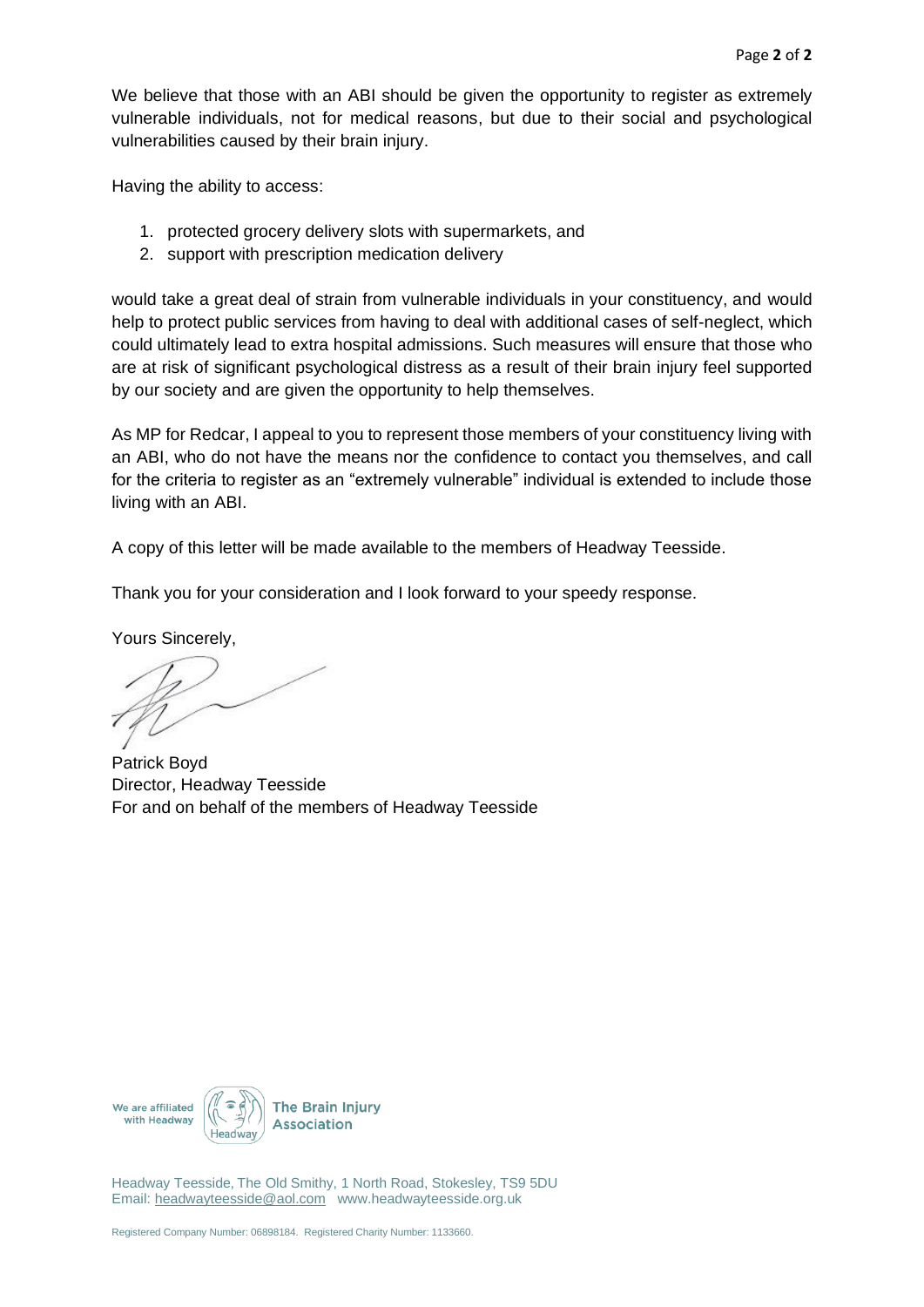We believe that those with an ABI should be given the opportunity to register as extremely vulnerable individuals, not for medical reasons, but due to their social and psychological vulnerabilities caused by their brain injury.

Having the ability to access:

1. protected grocery delivery slots with supermarkets, and
2. support with prescription medication delivery

would take a great deal of strain from vulnerable individuals in your constituency, and would help to protect public services from having to deal with additional cases of self-neglect, which could ultimately lead to extra hospital admissions. Such measures will ensure that those who are at risk of significant psychological distress as a result of their brain injury feel supported by our society and are given the opportunity to help themselves.

As MP for Redcar, I appeal to you to represent those members of your constituency living with an ABI, who do not have the means nor the confidence to contact you themselves, and call for the criteria to register as an "extremely vulnerable" individual is extended to include those living with an ABI.

A copy of this letter will be made available to the members of Headway Teesside.

Thank you for your consideration and I look forward to your speedy response.

Yours Sincerely,

Patrick Boyd
Director, Headway Teesside
For and on behalf of the members of Headway Teesside

We are affiliated with Headway — The Brain Injury Association

Headway Teesside, The Old Smithy, 1 North Road, Stokesley, TS9 5DU
Email: headwayteesside@aol.com www.headwayteesside.org.uk

Registered Company Number: 06898184. Registered Charity Number: 1133660.